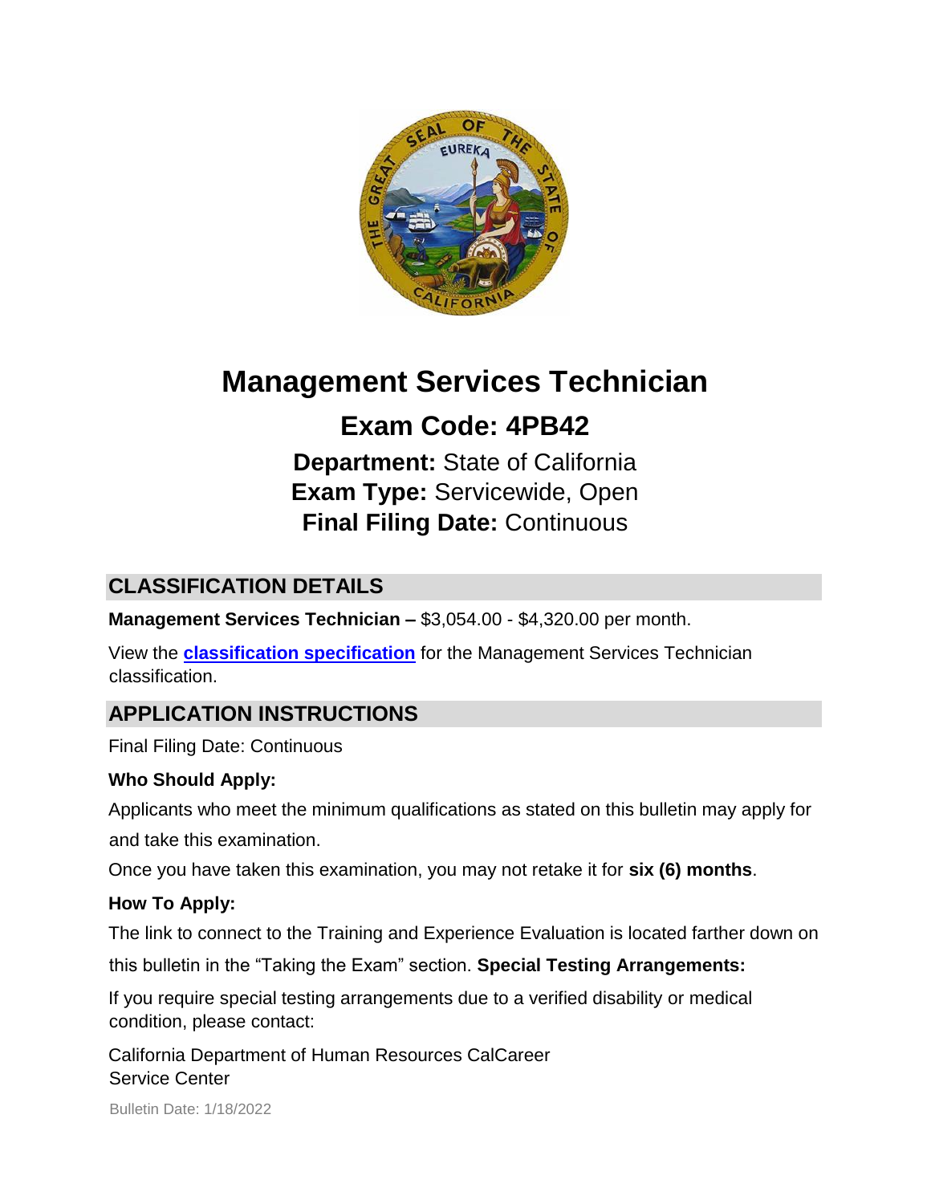# Management Services Technician

## Exam Code: 4PB42

**Department:** State of California
**Exam Type:** Servicewide, Open
**Final Filing Date:** Continuous

## CLASSIFICATION DETAILS

**Management Services Technician –** $3,054.00 - $4,320.00 per month.

View the **classification specification** for the Management Services Technician classification.

## APPLICATION INSTRUCTIONS

Final Filing Date: Continuous

**Who Should Apply:**

Applicants who meet the minimum qualifications as stated on this bulletin may apply for and take this examination.

Once you have taken this examination, you may not retake it for **six (6) months**.

**How To Apply:**

The link to connect to the Training and Experience Evaluation is located farther down on this bulletin in the "Taking the Exam" section.

**Special Testing Arrangements:**

If you require special testing arrangements due to a verified disability or medical condition, please contact:

California Department of Human Resources CalCareer Service Center

Bulletin Date: 1/18/2022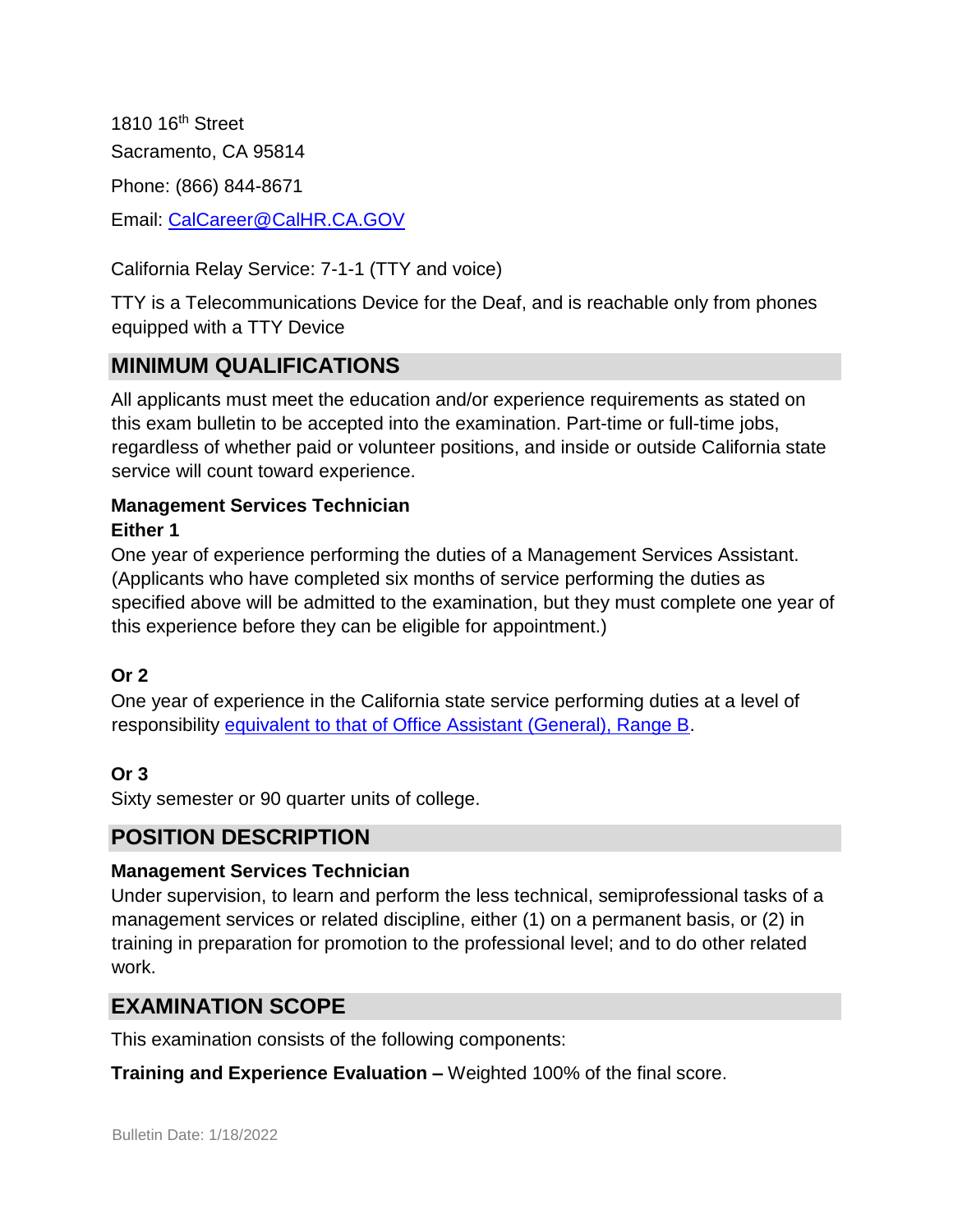1810 16th Street

Sacramento, CA 95814

Phone: (866) 844-8671

Email: [CalCareer@CalHR.CA.GOV](mailto:CalCareer@CalHR.CA.GOV)

California Relay Service: 7-1-1 (TTY and voice)

TTY is a Telecommunications Device for the Deaf, and is reachable only from phones equipped with a TTY Device

## MINIMUM QUALIFICATIONS

All applicants must meet the education and/or experience requirements as stated on this exam bulletin to be accepted into the examination. Part-time or full-time jobs, regardless of whether paid or volunteer positions, and inside or outside California state service will count toward experience.

**Management Services Technician**

**Either 1**

One year of experience performing the duties of a Management Services Assistant. (Applicants who have completed six months of service performing the duties as specified above will be admitted to the examination, but they must complete one year of this experience before they can be eligible for appointment.)

**Or 2**

One year of experience in the California state service performing duties at a level of responsibility equivalent to that of Office Assistant (General), Range B.

**Or 3**

Sixty semester or 90 quarter units of college.

## POSITION DESCRIPTION

**Management Services Technician**

Under supervision, to learn and perform the less technical, semiprofessional tasks of a management services or related discipline, either (1) on a permanent basis, or (2) in training in preparation for promotion to the professional level; and to do other related work.

## EXAMINATION SCOPE

This examination consists of the following components:

**Training and Experience Evaluation –** Weighted 100% of the final score.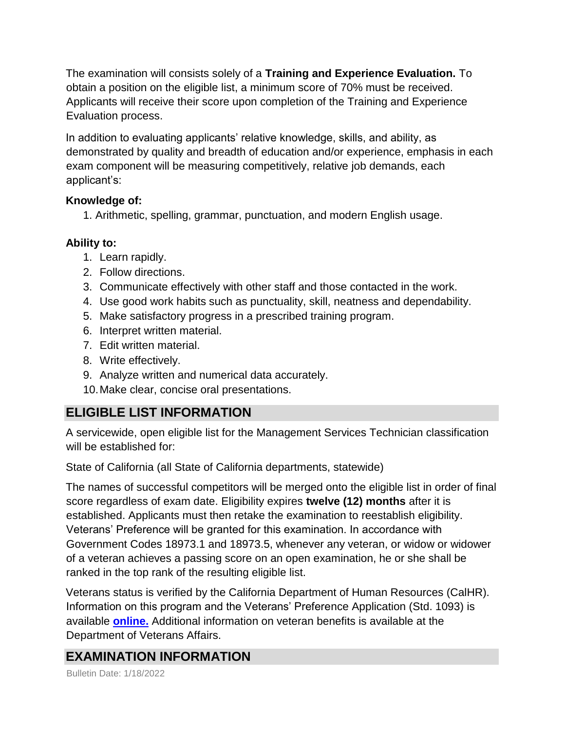The examination will consists solely of a **Training and Experience Evaluation.** To obtain a position on the eligible list, a minimum score of 70% must be received. Applicants will receive their score upon completion of the Training and Experience Evaluation process.

In addition to evaluating applicants' relative knowledge, skills, and ability, as demonstrated by quality and breadth of education and/or experience, emphasis in each exam component will be measuring competitively, relative job demands, each applicant's:

**Knowledge of:**

1. Arithmetic, spelling, grammar, punctuation, and modern English usage.

**Ability to:**

1. Learn rapidly.
2. Follow directions.
3. Communicate effectively with other staff and those contacted in the work.
4. Use good work habits such as punctuality, skill, neatness and dependability.
5. Make satisfactory progress in a prescribed training program.
6. Interpret written material.
7. Edit written material.
8. Write effectively.
9. Analyze written and numerical data accurately.
10. Make clear, concise oral presentations.

## ELIGIBLE LIST INFORMATION

A servicewide, open eligible list for the Management Services Technician classification will be established for:

State of California (all State of California departments, statewide)

The names of successful competitors will be merged onto the eligible list in order of final score regardless of exam date. Eligibility expires **twelve (12) months** after it is established. Applicants must then retake the examination to reestablish eligibility. Veterans' Preference will be granted for this examination. In accordance with Government Codes 18973.1 and 18973.5, whenever any veteran, or widow or widower of a veteran achieves a passing score on an open examination, he or she shall be ranked in the top rank of the resulting eligible list.

Veterans status is verified by the California Department of Human Resources (CalHR). Information on this program and the Veterans' Preference Application (Std. 1093) is available **online.** Additional information on veteran benefits is available at the Department of Veterans Affairs.

## EXAMINATION INFORMATION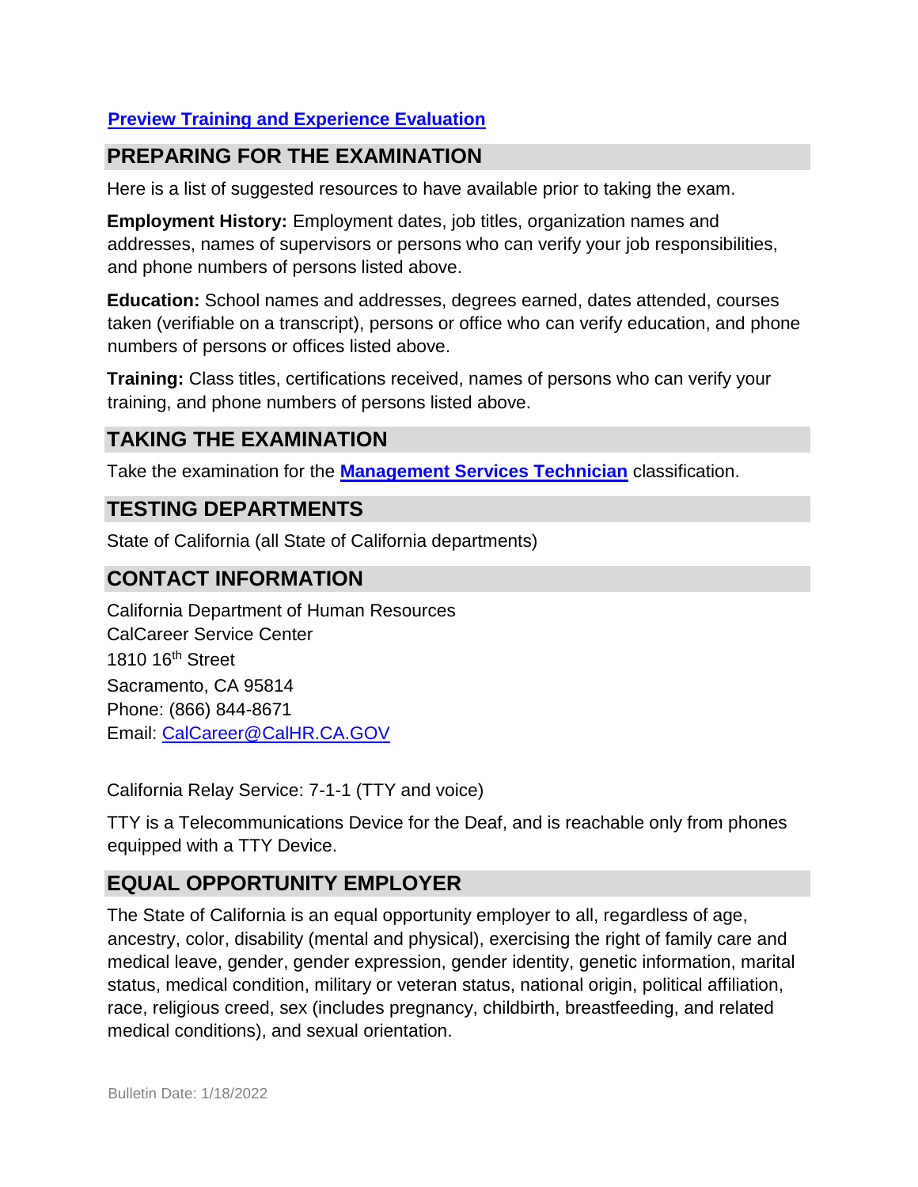**Preview Training and Experience Evaluation**

## PREPARING FOR THE EXAMINATION

Here is a list of suggested resources to have available prior to taking the exam.

**Employment History:** Employment dates, job titles, organization names and addresses, names of supervisors or persons who can verify your job responsibilities, and phone numbers of persons listed above.

**Education:** School names and addresses, degrees earned, dates attended, courses taken (verifiable on a transcript), persons or office who can verify education, and phone numbers of persons or offices listed above.

**Training:** Class titles, certifications received, names of persons who can verify your training, and phone numbers of persons listed above.

## TAKING THE EXAMINATION

Take the examination for the **Management Services Technician** classification.

## TESTING DEPARTMENTS

State of California (all State of California departments)

## CONTACT INFORMATION

California Department of Human Resources
CalCareer Service Center
1810 16th Street
Sacramento, CA 95814
Phone: (866) 844-8671
Email: CalCareer@CalHR.CA.GOV

California Relay Service: 7-1-1 (TTY and voice)

TTY is a Telecommunications Device for the Deaf, and is reachable only from phones equipped with a TTY Device.

## EQUAL OPPORTUNITY EMPLOYER

The State of California is an equal opportunity employer to all, regardless of age, ancestry, color, disability (mental and physical), exercising the right of family care and medical leave, gender, gender expression, gender identity, genetic information, marital status, medical condition, military or veteran status, national origin, political affiliation, race, religious creed, sex (includes pregnancy, childbirth, breastfeeding, and related medical conditions), and sexual orientation.

Bulletin Date: 1/18/2022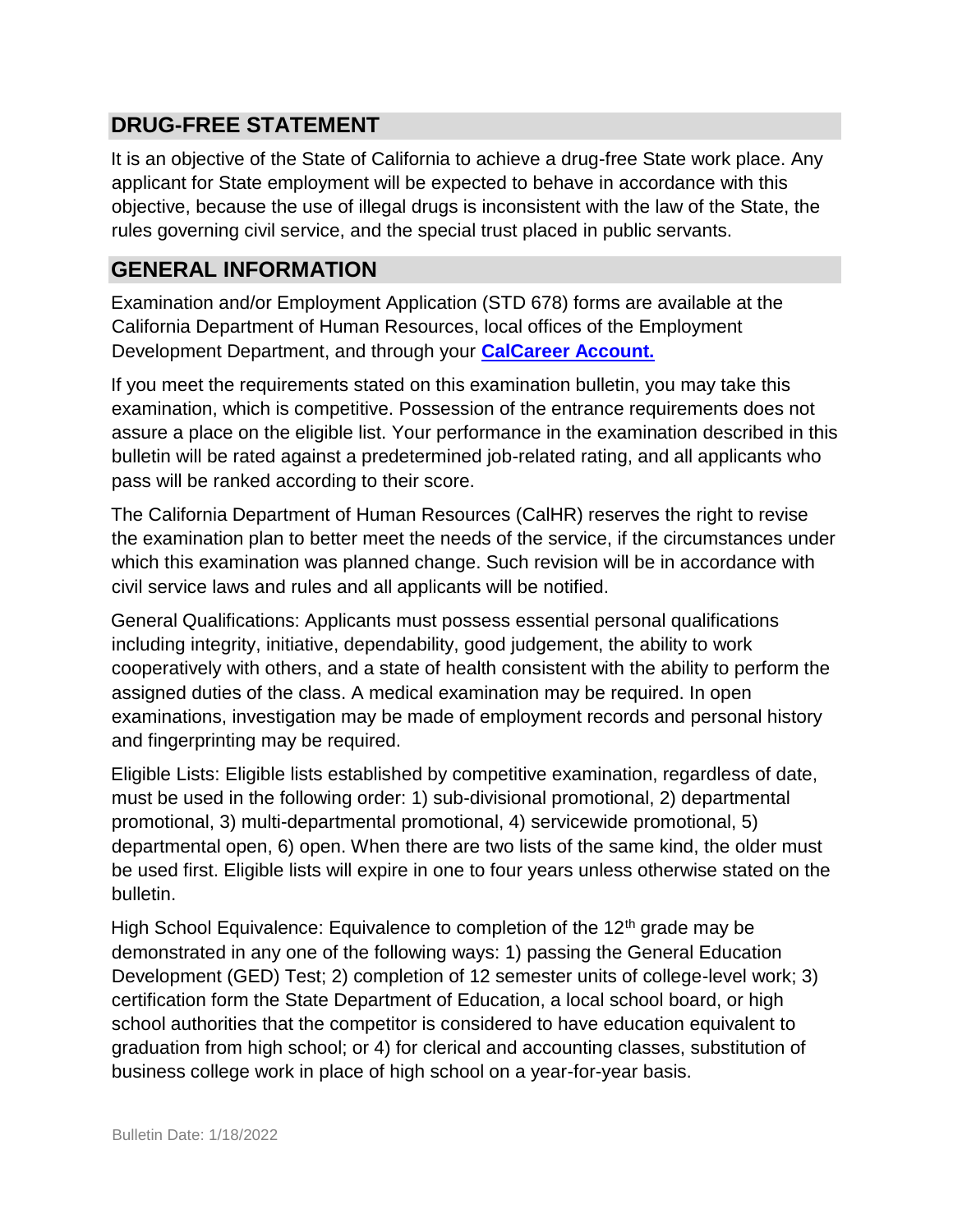## DRUG-FREE STATEMENT

It is an objective of the State of California to achieve a drug-free State work place. Any applicant for State employment will be expected to behave in accordance with this objective, because the use of illegal drugs is inconsistent with the law of the State, the rules governing civil service, and the special trust placed in public servants.

## GENERAL INFORMATION

Examination and/or Employment Application (STD 678) forms are available at the California Department of Human Resources, local offices of the Employment Development Department, and through your **CalCareer Account.**

If you meet the requirements stated on this examination bulletin, you may take this examination, which is competitive. Possession of the entrance requirements does not assure a place on the eligible list. Your performance in the examination described in this bulletin will be rated against a predetermined job-related rating, and all applicants who pass will be ranked according to their score.

The California Department of Human Resources (CalHR) reserves the right to revise the examination plan to better meet the needs of the service, if the circumstances under which this examination was planned change. Such revision will be in accordance with civil service laws and rules and all applicants will be notified.

General Qualifications: Applicants must possess essential personal qualifications including integrity, initiative, dependability, good judgement, the ability to work cooperatively with others, and a state of health consistent with the ability to perform the assigned duties of the class. A medical examination may be required. In open examinations, investigation may be made of employment records and personal history and fingerprinting may be required.

Eligible Lists: Eligible lists established by competitive examination, regardless of date, must be used in the following order: 1) sub-divisional promotional, 2) departmental promotional, 3) multi-departmental promotional, 4) servicewide promotional, 5) departmental open, 6) open. When there are two lists of the same kind, the older must be used first. Eligible lists will expire in one to four years unless otherwise stated on the bulletin.

High School Equivalence: Equivalence to completion of the 12th grade may be demonstrated in any one of the following ways: 1) passing the General Education Development (GED) Test; 2) completion of 12 semester units of college-level work; 3) certification form the State Department of Education, a local school board, or high school authorities that the competitor is considered to have education equivalent to graduation from high school; or 4) for clerical and accounting classes, substitution of business college work in place of high school on a year-for-year basis.

Bulletin Date: 1/18/2022